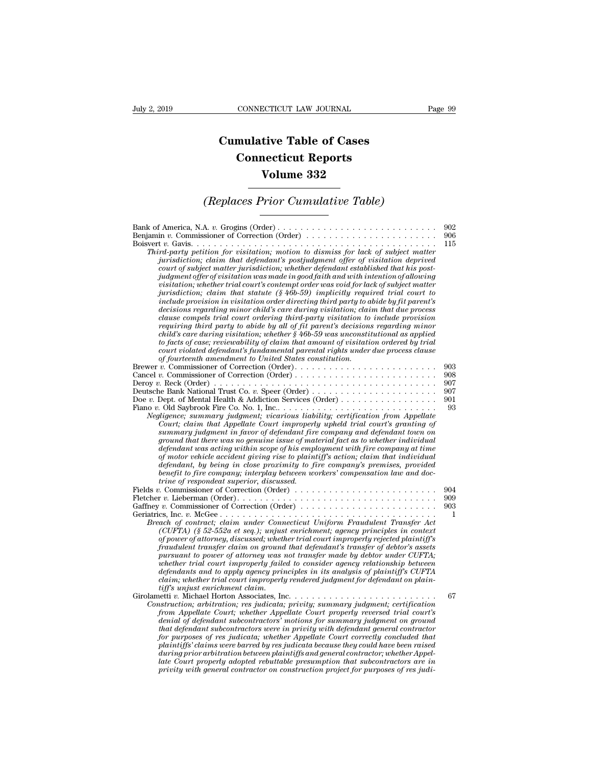# Cumulative Table of Cases
# Connecticut Reports
# Volume 332

## *(Replaces Prior Cumulative Table)*

Bank of America, N.A. *v.* Grogins (Order) . . . . . . . . . . . . . . . . . . . . . . . . . . . . 902
Benjamin *v.* Commissioner of Correction (Order) . . . . . . . . . . . . . . . . . . . . . . . 906
Boisvert *v.* Gavis. . . . . . . . . . . . . . . . . . . . . . . . . . . . . . . . . . . . . . . . . . . . . 115
*Third-party petition for visitation; motion to dismiss for lack of subject matter jurisdiction; claim that defendant's postjudgment offer of visitation deprived court of subject matter jurisdiction; whether defendant established that his postjudgment offer of visitation was made in good faith and with intention of allowing visitation; whether trial court's contempt order was void for lack of subject matter jurisdiction; claim that statute (§ 46b-59) implicitly required trial court to include provision in visitation order directing third party to abide by fit parent's decisions regarding minor child's care during visitation; claim that due process clause compels trial court ordering third-party visitation to include provision requiring third party to abide by all of fit parent's decisions regarding minor child's care during visitation; whether § 46b-59 was unconstitutional as applied to facts of case; reviewability of claim that amount of visitation ordered by trial court violated defendant's fundamental parental rights under due process clause of fourteenth amendment to United States constitution.*
Brewer *v.* Commissioner of Correction (Order). . . . . . . . . . . . . . . . . . . . . . . . . 903
Cancel *v.* Commissioner of Correction (Order) . . . . . . . . . . . . . . . . . . . . . . . . . 908
Deroy *v.* Reck (Order) . . . . . . . . . . . . . . . . . . . . . . . . . . . . . . . . . . . . . . . . 907
Deutsche Bank National Trust Co. *v.* Speer (Order) . . . . . . . . . . . . . . . . . . . . . . 907
Doe *v.* Dept. of Mental Health & Addiction Services (Order) . . . . . . . . . . . . . . . . . 901
Fiano *v.* Old Saybrook Fire Co. No. 1, Inc.. . . . . . . . . . . . . . . . . . . . . . . . . . . . 93
*Negligence; summary judgment; vicarious liability; certification from Appellate Court; claim that Appellate Court improperly upheld trial court's granting of summary judgment in favor of defendant fire company and defendant town on ground that there was no genuine issue of material fact as to whether individual defendant was acting within scope of his employment with fire company at time of motor vehicle accident giving rise to plaintiff's action; claim that individual defendant, by being in close proximity to fire company's premises, provided benefit to fire company; interplay between workers' compensation law and doctrine of respondeat superior, discussed.*
Fields *v.* Commissioner of Correction (Order) . . . . . . . . . . . . . . . . . . . . . . . . . 904
Fletcher *v.* Lieberman (Order). . . . . . . . . . . . . . . . . . . . . . . . . . . . . . . . . . . 909
Gaffney *v.* Commissioner of Correction (Order) . . . . . . . . . . . . . . . . . . . . . . . . 903
Geriatrics, Inc. *v.* McGee . . . . . . . . . . . . . . . . . . . . . . . . . . . . . . . . . . . . . . 1
*Breach of contract; claim under Connecticut Uniform Fraudulent Transfer Act (CUFTA) (§ 52-552a et seq.); unjust enrichment; agency principles in context of power of attorney, discussed; whether trial court improperly rejected plaintiff's fraudulent transfer claim on ground that defendant's transfer of debtor's assets pursuant to power of attorney was not transfer made by debtor under CUFTA; whether trial court improperly failed to consider agency relationship between defendants and to apply agency principles in its analysis of plaintiff's CUFTA claim; whether trial court improperly rendered judgment for defendant on plaintiff's unjust enrichment claim.*
Girolametti *v.* Michael Horton Associates, Inc. . . . . . . . . . . . . . . . . . . . . . . . . . 67
*Construction; arbitration; res judicata; privity; summary judgment; certification from Appellate Court; whether Appellate Court properly reversed trial court's denial of defendant subcontractors' motions for summary judgment on ground that defendant subcontractors were in privity with defendant general contractor for purposes of res judicata; whether Appellate Court correctly concluded that plaintiffs' claims were barred by res judicata because they could have been raised during prior arbitration between plaintiffs and general contractor; whether Appellate Court properly adopted rebuttable presumption that subcontractors are in privity with general contractor on construction project for purposes of res judi-*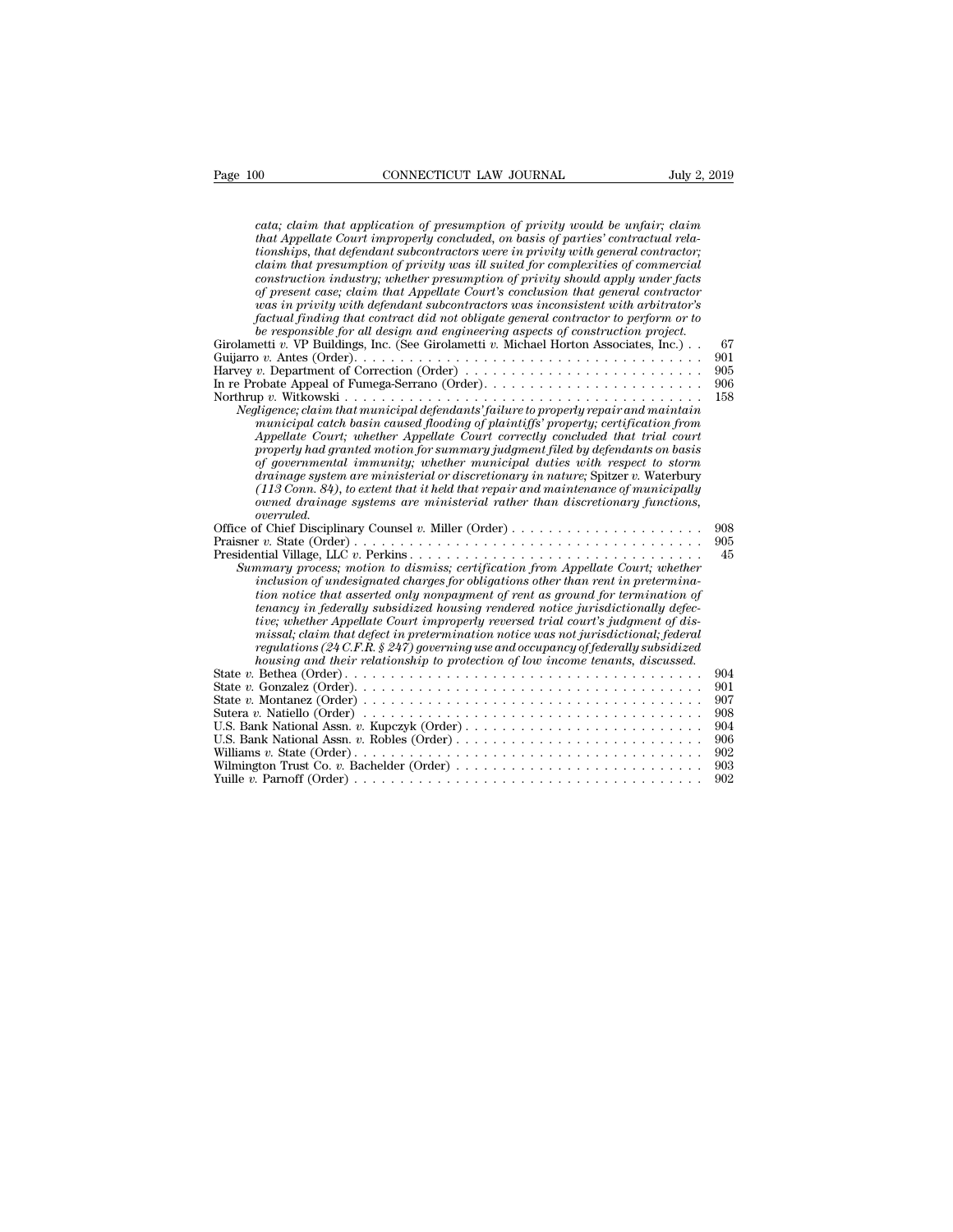*cata; claim that application of presumption of privity would be unfair; claim that Appellate Court improperly concluded, on basis of parties' contractual relationships, that defendant subcontractors were in privity with general contractor; claim that presumption of privity was ill suited for complexities of commercial construction industry; whether presumption of privity should apply under facts of present case; claim that Appellate Court's conclusion that general contractor was in privity with defendant subcontractors was inconsistent with arbitrator's factual finding that contract did not obligate general contractor to perform or to be responsible for all design and engineering aspects of construction project.*

Girolametti *v.* VP Buildings, Inc. (See Girolametti *v.* Michael Horton Associates, Inc.) . . 67
Guijarro *v.* Antes (Order). . . . . . . . . . . . . . . . . . . . . . . . . . . . . . . . . . . . . . . 901
Harvey *v.* Department of Correction (Order) . . . . . . . . . . . . . . . . . . . . . . . . . . 905
In re Probate Appeal of Fumega-Serrano (Order). . . . . . . . . . . . . . . . . . . . . . . . 906
Northrup *v.* Witkowski . . . . . . . . . . . . . . . . . . . . . . . . . . . . . . . . . . . . . . . . . 158

*Negligence; claim that municipal defendants' failure to properly repair and maintain municipal catch basin caused flooding of plaintiffs' property; certification from Appellate Court; whether Appellate Court correctly concluded that trial court properly had granted motion for summary judgment filed by defendants on basis of governmental immunity; whether municipal duties with respect to storm drainage system are ministerial or discretionary in nature;* Spitzer *v.* Waterbury *(113 Conn. 84), to extent that it held that repair and maintenance of municipally owned drainage systems are ministerial rather than discretionary functions, overruled.*

Office of Chief Disciplinary Counsel *v.* Miller (Order) . . . . . . . . . . . . . . . . . . . . 908
Praisner *v.* State (Order) . . . . . . . . . . . . . . . . . . . . . . . . . . . . . . . . . . . . . . . 905
Presidential Village, LLC *v.* Perkins . . . . . . . . . . . . . . . . . . . . . . . . . . . . . . . . 45

*Summary process; motion to dismiss; certification from Appellate Court; whether inclusion of undesignated charges for obligations other than rent in pretermination notice that asserted only nonpayment of rent as ground for termination of tenancy in federally subsidized housing rendered notice jurisdictionally defective; whether Appellate Court improperly reversed trial court's judgment of dismissal; claim that defect in pretermination notice was not jurisdictional; federal regulations (24 C.F.R. § 247) governing use and occupancy of federally subsidized housing and their relationship to protection of low income tenants, discussed.*

State *v.* Bethea (Order) . . . . . . . . . . . . . . . . . . . . . . . . . . . . . . . . . . . . . . . 904
State *v.* Gonzalez (Order). . . . . . . . . . . . . . . . . . . . . . . . . . . . . . . . . . . . . . . 901
State *v.* Montanez (Order) . . . . . . . . . . . . . . . . . . . . . . . . . . . . . . . . . . . . . . 907
Sutera *v.* Natiello (Order) . . . . . . . . . . . . . . . . . . . . . . . . . . . . . . . . . . . . . . 908
U.S. Bank National Assn. *v.* Kupczyk (Order) . . . . . . . . . . . . . . . . . . . . . . . . . . 904
U.S. Bank National Assn. *v.* Robles (Order) . . . . . . . . . . . . . . . . . . . . . . . . . . . 906
Williams *v.* State (Order) . . . . . . . . . . . . . . . . . . . . . . . . . . . . . . . . . . . . . . . 902
Wilmington Trust Co. *v.* Bachelder (Order) . . . . . . . . . . . . . . . . . . . . . . . . . . . 903
Yuille *v.* Parnoff (Order) . . . . . . . . . . . . . . . . . . . . . . . . . . . . . . . . . . . . . . . 902